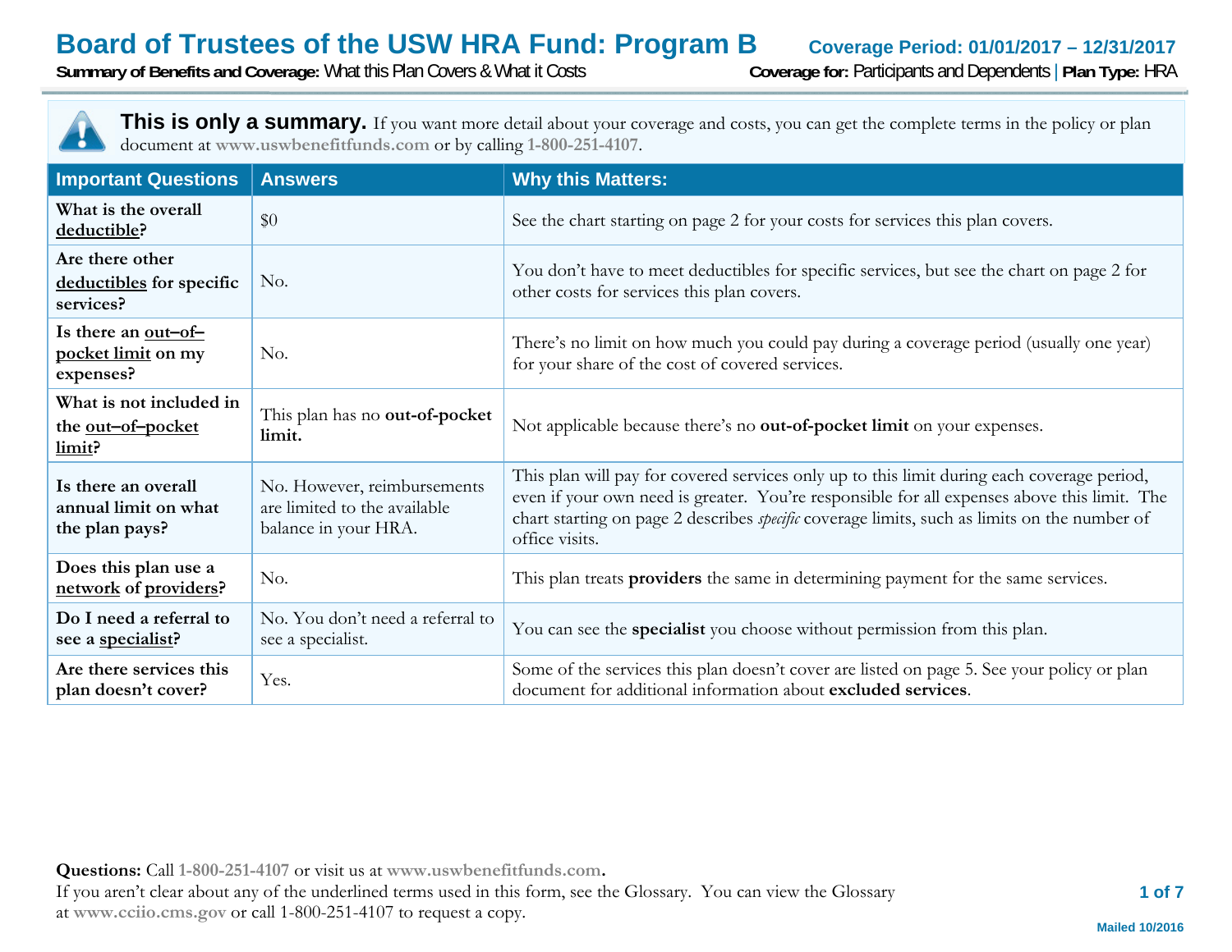# Board of Trustees of the USW HRA Fund: Program B

**Coverage Period: 01/01/2017 – 12/31/2017**

**Summary of Benefits and Coverage:** What this Plan Covers & What it Costs

**Coverage for:** Participants and Dependents | **Plan Type:** HRA

**This is only a summary.** If you want more detail about your coverage and costs, you can get the complete terms in the policy or plan document at **www.uswbenefitfunds.com** or by calling **1-800-251-4107**.

| Important Questions | Answers | Why this Matters: |
|---|---|---|
| **What is the overall deductible?** | $0 | See the chart starting on page 2 for your costs for services this plan covers. |
| **Are there other deductibles for specific services?** | No. | You don't have to meet deductibles for specific services, but see the chart on page 2 for other costs for services this plan covers. |
| **Is there an out–of–pocket limit on my expenses?** | No. | There's no limit on how much you could pay during a coverage period (usually one year) for your share of the cost of covered services. |
| **What is not included in the out–of–pocket limit?** | This plan has no **out-of-pocket limit.** | Not applicable because there's no **out-of-pocket limit** on your expenses. |
| **Is there an overall annual limit on what the plan pays?** | No. However, reimbursements are limited to the available balance in your HRA. | This plan will pay for covered services only up to this limit during each coverage period, even if your own need is greater. You're responsible for all expenses above this limit. The chart starting on page 2 describes *specific* coverage limits, such as limits on the number of office visits. |
| **Does this plan use a network of providers?** | No. | This plan treats **providers** the same in determining payment for the same services. |
| **Do I need a referral to see a specialist?** | No. You don't need a referral to see a specialist. | You can see the **specialist** you choose without permission from this plan. |
| **Are there services this plan doesn't cover?** | Yes. | Some of the services this plan doesn't cover are listed on page 5. See your policy or plan document for additional information about **excluded services**. |

**Questions:** Call **1-800-251-4107** or visit us at **www.uswbenefitfunds.com.**
If you aren't clear about any of the underlined terms used in this form, see the Glossary. You can view the Glossary at **www.cciio.cms.gov** or call 1-800-251-4107 to request a copy.

Mailed 10/2016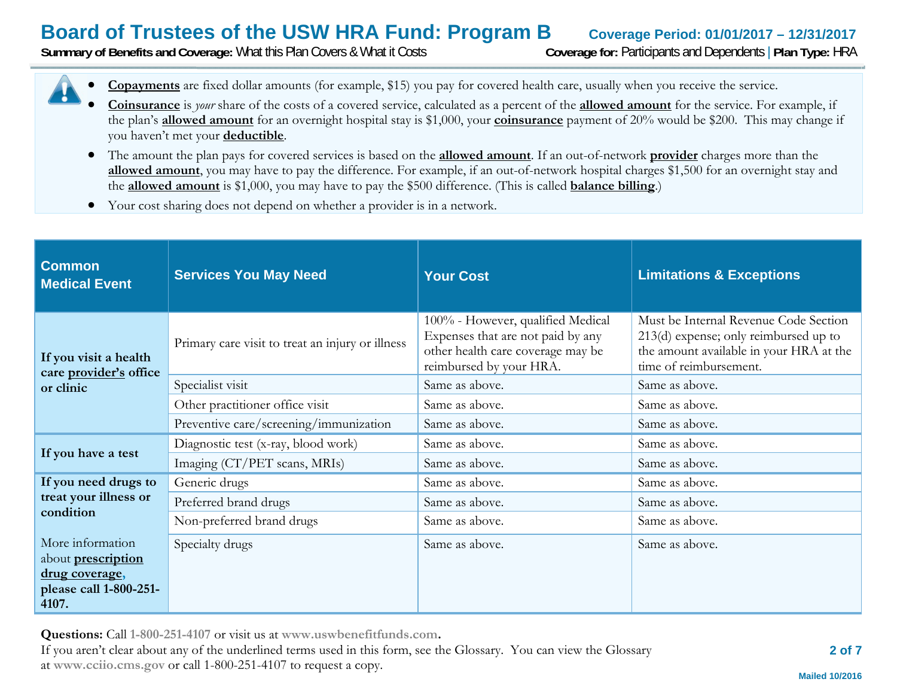- **Copayments** are fixed dollar amounts (for example, $15) you pay for covered health care, usually when you receive the service.
- **Coinsurance** is *your* share of the costs of a covered service, calculated as a percent of the **allowed amount** for the service. For example, if the plan's **allowed amount** for an overnight hospital stay is $1,000, your **coinsurance** payment of 20% would be $200. This may change if you haven't met your **deductible**.
- The amount the plan pays for covered services is based on the **allowed amount**. If an out-of-network **provider** charges more than the **allowed amount**, you may have to pay the difference. For example, if an out-of-network hospital charges $1,500 for an overnight stay and the **allowed amount** is $1,000, you may have to pay the $500 difference. (This is called **balance billing**.)
- Your cost sharing does not depend on whether a provider is in a network.

| Common Medical Event | Services You May Need | Your Cost | Limitations & Exceptions |
|---|---|---|---|
| **If you visit a health care provider's office or clinic** | Primary care visit to treat an injury or illness | 100% - However, qualified Medical Expenses that are not paid by any other health care coverage may be reimbursed by your HRA. | Must be Internal Revenue Code Section 213(d) expense; only reimbursed up to the amount available in your HRA at the time of reimbursement. |
| | Specialist visit | Same as above. | Same as above. |
| | Other practitioner office visit | Same as above. | Same as above. |
| | Preventive care/screening/immunization | Same as above. | Same as above. |
| **If you have a test** | Diagnostic test (x-ray, blood work) | Same as above. | Same as above. |
| | Imaging (CT/PET scans, MRIs) | Same as above. | Same as above. |
| **If you need drugs to treat your illness or condition** | Generic drugs | Same as above. | Same as above. |
| | Preferred brand drugs | Same as above. | Same as above. |
| | Non-preferred brand drugs | Same as above. | Same as above. |
| More information about **prescription drug coverage**, **please call 1-800-251-4107.** | Specialty drugs | Same as above. | Same as above. |

**Questions:** Call **1-800-251-4107** or visit us at **www.uswbenefitfunds.com**.
If you aren't clear about any of the underlined terms used in this form, see the Glossary. You can view the Glossary at **www.cciio.cms.gov** or call 1-800-251-4107 to request a copy.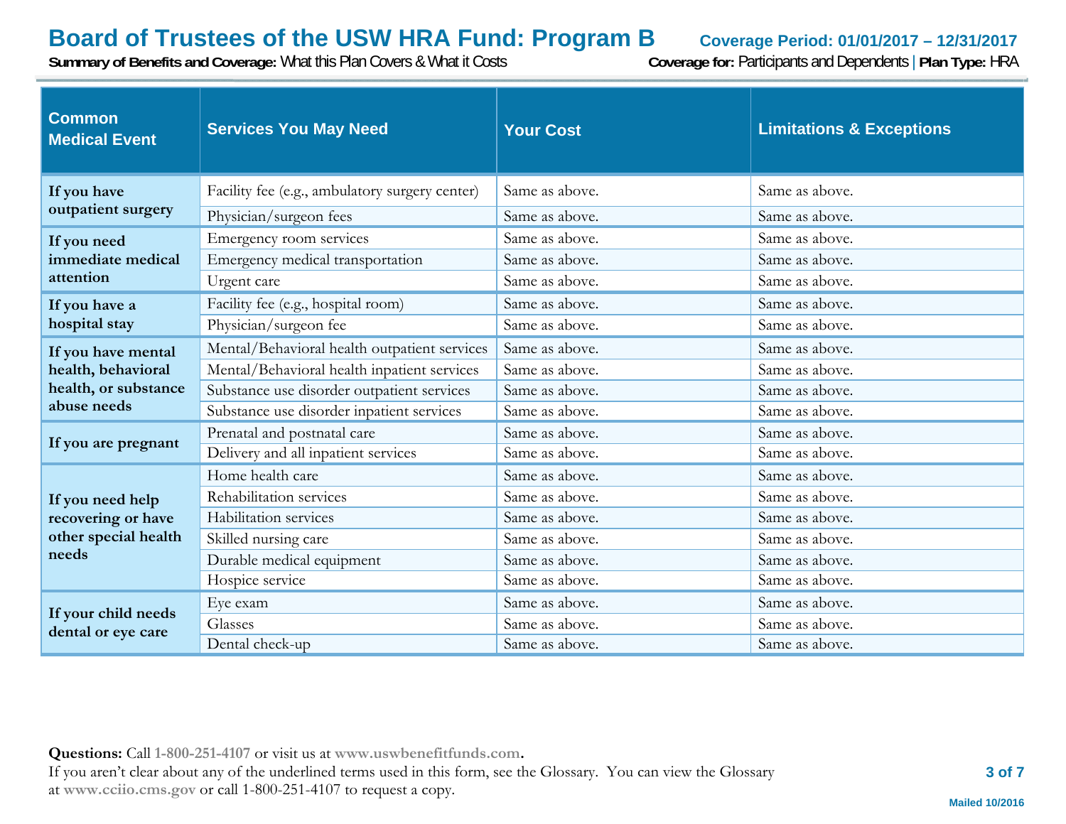| Common Medical Event | Services You May Need | Your Cost | Limitations & Exceptions |
|---|---|---|---|
| **If you have outpatient surgery** | Facility fee (e.g., ambulatory surgery center) | Same as above. | Same as above. |
| | Physician/surgeon fees | Same as above. | Same as above. |
| **If you need immediate medical attention** | Emergency room services | Same as above. | Same as above. |
| | Emergency medical transportation | Same as above. | Same as above. |
| | Urgent care | Same as above. | Same as above. |
| **If you have a hospital stay** | Facility fee (e.g., hospital room) | Same as above. | Same as above. |
| | Physician/surgeon fee | Same as above. | Same as above. |
| **If you have mental health, behavioral health, or substance abuse needs** | Mental/Behavioral health outpatient services | Same as above. | Same as above. |
| | Mental/Behavioral health inpatient services | Same as above. | Same as above. |
| | Substance use disorder outpatient services | Same as above. | Same as above. |
| | Substance use disorder inpatient services | Same as above. | Same as above. |
| **If you are pregnant** | Prenatal and postnatal care | Same as above. | Same as above. |
| | Delivery and all inpatient services | Same as above. | Same as above. |
| **If you need help recovering or have other special health needs** | Home health care | Same as above. | Same as above. |
| | Rehabilitation services | Same as above. | Same as above. |
| | Habilitation services | Same as above. | Same as above. |
| | Skilled nursing care | Same as above. | Same as above. |
| | Durable medical equipment | Same as above. | Same as above. |
| | Hospice service | Same as above. | Same as above. |
| **If your child needs dental or eye care** | Eye exam | Same as above. | Same as above. |
| | Glasses | Same as above. | Same as above. |
| | Dental check-up | Same as above. | Same as above. |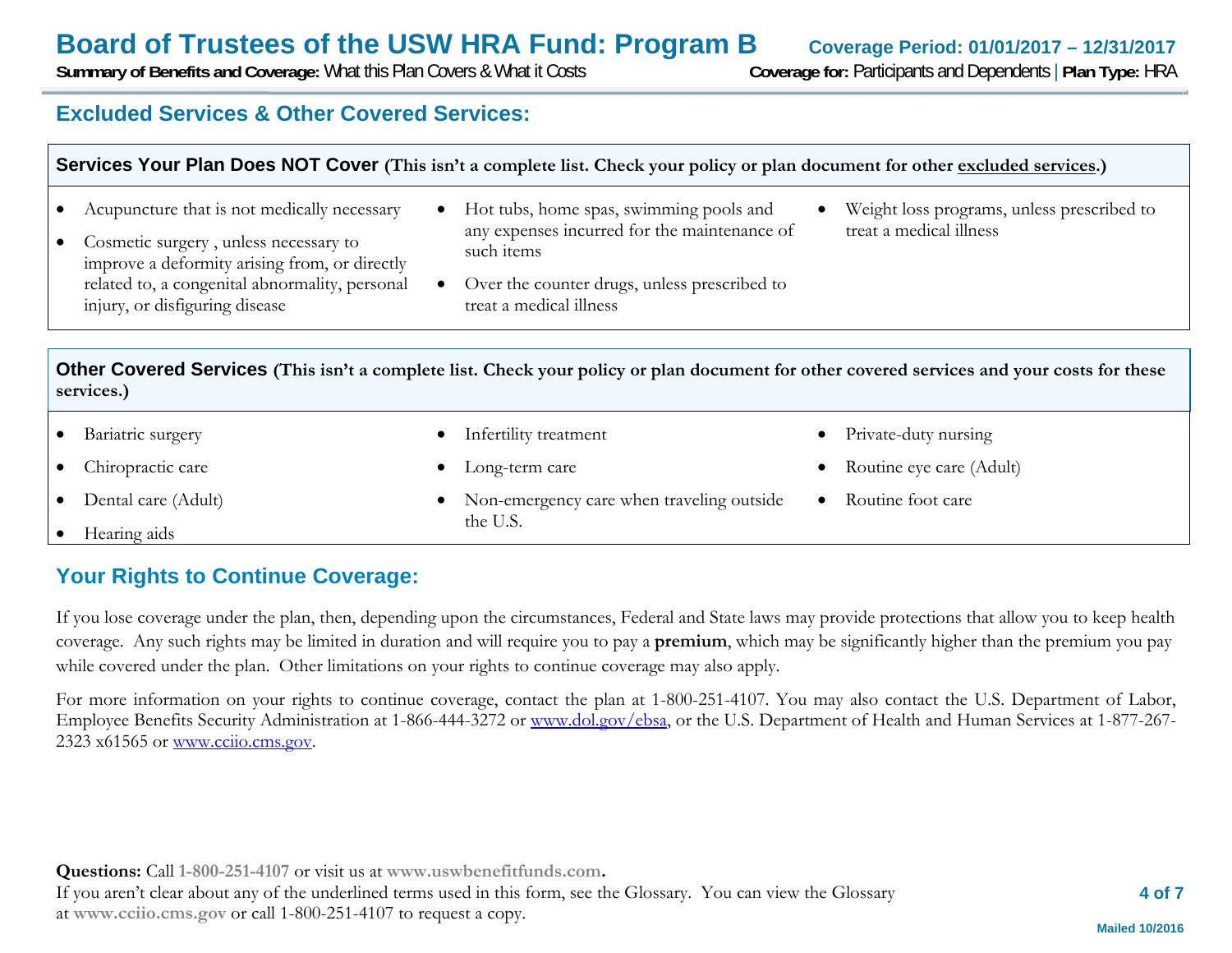## Excluded Services & Other Covered Services:

### Services Your Plan Does NOT Cover (This isn't a complete list. Check your policy or plan document for other excluded services.)

- Acupuncture that is not medically necessary
- Cosmetic surgery , unless necessary to improve a deformity arising from, or directly related to, a congenital abnormality, personal injury, or disfiguring disease
- Hot tubs, home spas, swimming pools and any expenses incurred for the maintenance of such items
- Over the counter drugs, unless prescribed to treat a medical illness
- Weight loss programs, unless prescribed to treat a medical illness

### Other Covered Services (This isn't a complete list. Check your policy or plan document for other covered services and your costs for these services.)

- Bariatric surgery
- Chiropractic care
- Dental care (Adult)
- Hearing aids
- Infertility treatment
- Long-term care
- Non-emergency care when traveling outside the U.S.
- Private-duty nursing
- Routine eye care (Adult)
- Routine foot care

## Your Rights to Continue Coverage:

If you lose coverage under the plan, then, depending upon the circumstances, Federal and State laws may provide protections that allow you to keep health coverage. Any such rights may be limited in duration and will require you to pay a **premium**, which may be significantly higher than the premium you pay while covered under the plan. Other limitations on your rights to continue coverage may also apply.

For more information on your rights to continue coverage, contact the plan at 1-800-251-4107. You may also contact the U.S. Department of Labor, Employee Benefits Security Administration at 1-866-444-3272 or www.dol.gov/ebsa, or the U.S. Department of Health and Human Services at 1-877-267-2323 x61565 or www.cciio.cms.gov.

**Questions:** Call **1-800-251-4107** or visit us at **www.uswbenefitfunds.com**.
If you aren't clear about any of the underlined terms used in this form, see the Glossary. You can view the Glossary at **www.cciio.cms.gov** or call 1-800-251-4107 to request a copy.

Mailed 10/2016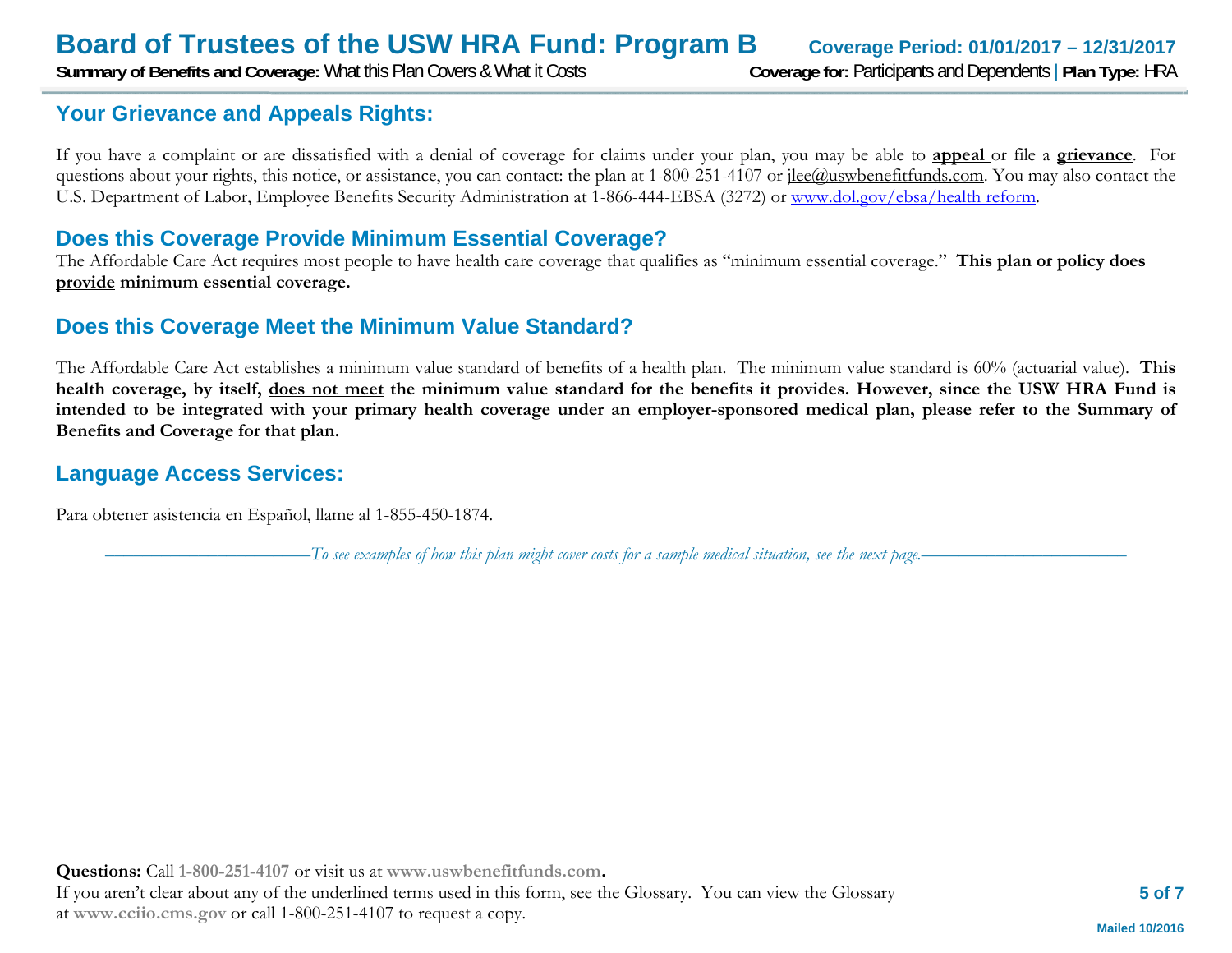## Your Grievance and Appeals Rights:

If you have a complaint or are dissatisfied with a denial of coverage for claims under your plan, you may be able to **appeal** or file a **grievance**. For questions about your rights, this notice, or assistance, you can contact: the plan at 1-800-251-4107 or jlee@uswbenefitfunds.com. You may also contact the U.S. Department of Labor, Employee Benefits Security Administration at 1-866-444-EBSA (3272) or www.dol.gov/ebsa/health reform.

## Does this Coverage Provide Minimum Essential Coverage?

The Affordable Care Act requires most people to have health care coverage that qualifies as "minimum essential coverage." **This plan or policy does provide minimum essential coverage.**

## Does this Coverage Meet the Minimum Value Standard?

The Affordable Care Act establishes a minimum value standard of benefits of a health plan. The minimum value standard is 60% (actuarial value). **This health coverage, by itself, does not meet the minimum value standard for the benefits it provides. However, since the USW HRA Fund is intended to be integrated with your primary health coverage under an employer-sponsored medical plan, please refer to the Summary of Benefits and Coverage for that plan.**

## Language Access Services:

Para obtener asistencia en Español, llame al 1-855-450-1874.

*To see examples of how this plan might cover costs for a sample medical situation, see the next page.*

**Questions:** Call **1-800-251-4107** or visit us at **www.uswbenefitfunds.com.**
If you aren't clear about any of the underlined terms used in this form, see the Glossary. You can view the Glossary at **www.cciio.cms.gov** or call 1-800-251-4107 to request a copy.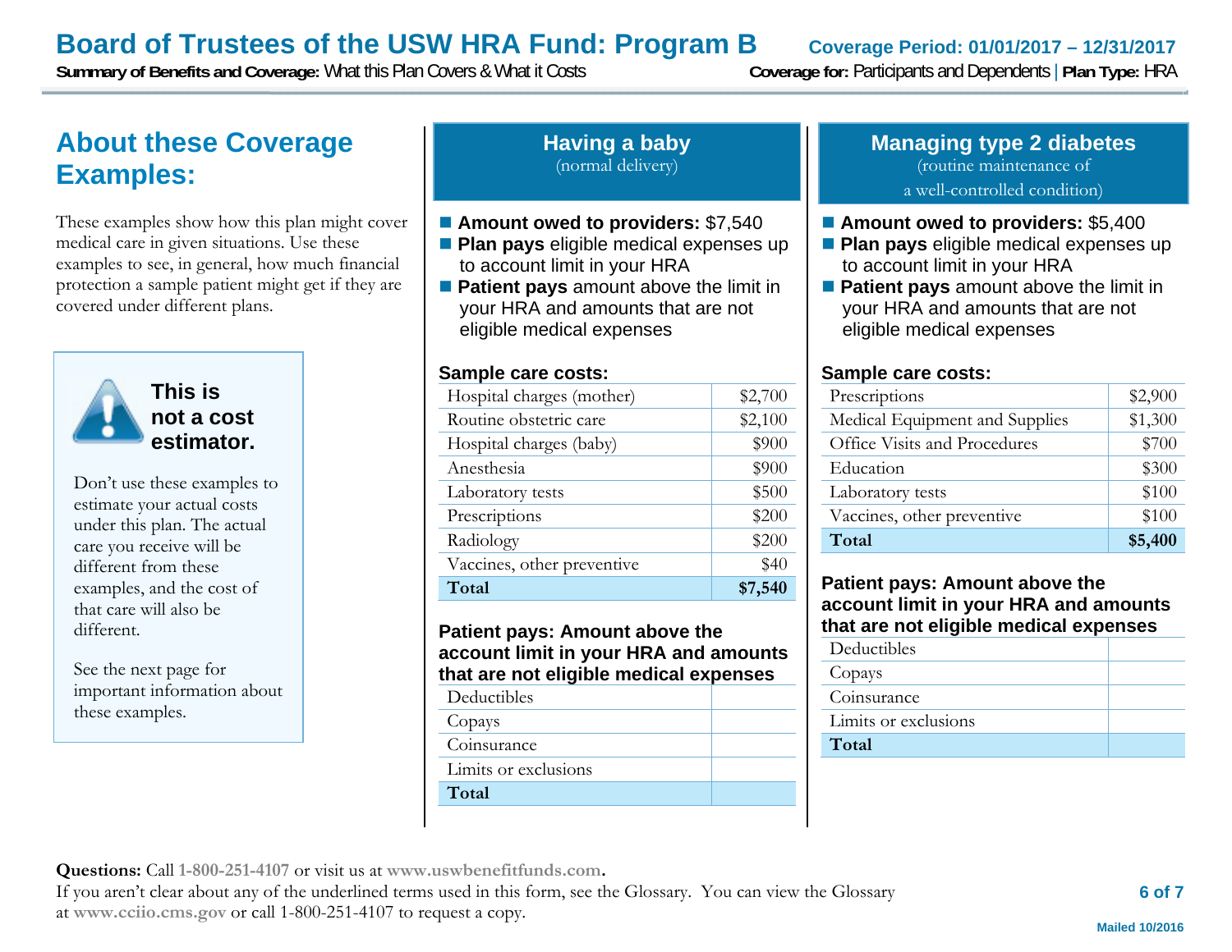# Board of Trustees of the USW HRA Fund: Program B

**Coverage Period: 01/01/2017 – 12/31/2017**

**Summary of Benefits and Coverage:** What this Plan Covers & What it Costs

**Coverage for:** Participants and Dependents | **Plan Type:** HRA

## About these Coverage Examples:

These examples show how this plan might cover medical care in given situations. Use these examples to see, in general, how much financial protection a sample patient might get if they are covered under different plans.

**This is not a cost estimator.**

Don't use these examples to estimate your actual costs under this plan. The actual care you receive will be different from these examples, and the cost of that care will also be different.

See the next page for important information about these examples.

## Having a baby

(normal delivery)

- **Amount owed to providers:** $7,540
- **Plan pays** eligible medical expenses up to account limit in your HRA
- **Patient pays** amount above the limit in your HRA and amounts that are not eligible medical expenses

**Sample care costs:**

| | |
|---|---|
| Hospital charges (mother) | $2,700 |
| Routine obstetric care | $2,100 |
| Hospital charges (baby) | $900 |
| Anesthesia | $900 |
| Laboratory tests | $500 |
| Prescriptions | $200 |
| Radiology | $200 |
| Vaccines, other preventive | $40 |
| **Total** | **$7,540** |

**Patient pays: Amount above the account limit in your HRA and amounts that are not eligible medical expenses**

| | |
|---|---|
| Deductibles | |
| Copays | |
| Coinsurance | |
| Limits or exclusions | |
| **Total** | |

## Managing type 2 diabetes

(routine maintenance of a well-controlled condition)

- **Amount owed to providers:** $5,400
- **Plan pays** eligible medical expenses up to account limit in your HRA
- **Patient pays** amount above the limit in your HRA and amounts that are not eligible medical expenses

**Sample care costs:**

| | |
|---|---|
| Prescriptions | $2,900 |
| Medical Equipment and Supplies | $1,300 |
| Office Visits and Procedures | $700 |
| Education | $300 |
| Laboratory tests | $100 |
| Vaccines, other preventive | $100 |
| **Total** | **$5,400** |

**Patient pays: Amount above the account limit in your HRA and amounts that are not eligible medical expenses**

| | |
|---|---|
| Deductibles | |
| Copays | |
| Coinsurance | |
| Limits or exclusions | |
| **Total** | |

**Questions:** Call **1-800-251-4107** or visit us at **www.uswbenefitfunds.com**.
If you aren't clear about any of the underlined terms used in this form, see the Glossary. You can view the Glossary at **www.cciio.cms.gov** or call 1-800-251-4107 to request a copy.

Mailed 10/2016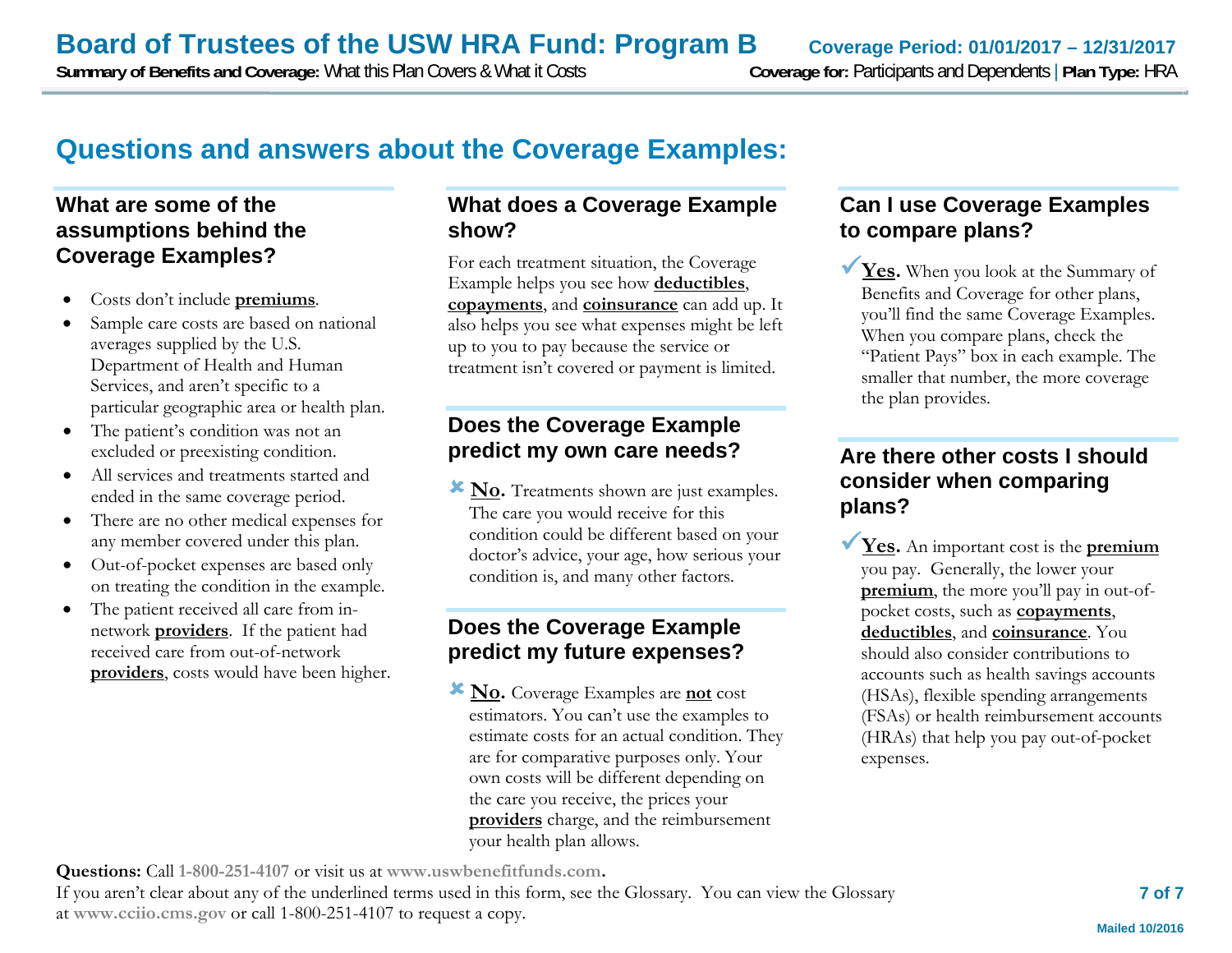# Questions and answers about the Coverage Examples:

## What are some of the assumptions behind the Coverage Examples?

- Costs don't include **premiums**.
- Sample care costs are based on national averages supplied by the U.S. Department of Health and Human Services, and aren't specific to a particular geographic area or health plan.
- The patient's condition was not an excluded or preexisting condition.
- All services and treatments started and ended in the same coverage period.
- There are no other medical expenses for any member covered under this plan.
- Out-of-pocket expenses are based only on treating the condition in the example.
- The patient received all care from in-network **providers**. If the patient had received care from out-of-network **providers**, costs would have been higher.

## What does a Coverage Example show?

For each treatment situation, the Coverage Example helps you see how **deductibles**, **copayments**, and **coinsurance** can add up. It also helps you see what expenses might be left up to you to pay because the service or treatment isn't covered or payment is limited.

## Does the Coverage Example predict my own care needs?

✘ **No.** Treatments shown are just examples. The care you would receive for this condition could be different based on your doctor's advice, your age, how serious your condition is, and many other factors.

## Does the Coverage Example predict my future expenses?

✘ **No.** Coverage Examples are **not** cost estimators. You can't use the examples to estimate costs for an actual condition. They are for comparative purposes only. Your own costs will be different depending on the care you receive, the prices your **providers** charge, and the reimbursement your health plan allows.

## Can I use Coverage Examples to compare plans?

✓ **Yes.** When you look at the Summary of Benefits and Coverage for other plans, you'll find the same Coverage Examples. When you compare plans, check the "Patient Pays" box in each example. The smaller that number, the more coverage the plan provides.

## Are there other costs I should consider when comparing plans?

✓ **Yes.** An important cost is the **premium** you pay. Generally, the lower your **premium**, the more you'll pay in out-of-pocket costs, such as **copayments**, **deductibles**, and **coinsurance**. You should also consider contributions to accounts such as health savings accounts (HSAs), flexible spending arrangements (FSAs) or health reimbursement accounts (HRAs) that help you pay out-of-pocket expenses.

**Questions:** Call **1-800-251-4107** or visit us at **www.uswbenefitfunds.com.**
If you aren't clear about any of the underlined terms used in this form, see the Glossary. You can view the Glossary at **www.cciio.cms.gov** or call 1-800-251-4107 to request a copy.

Mailed 10/2016